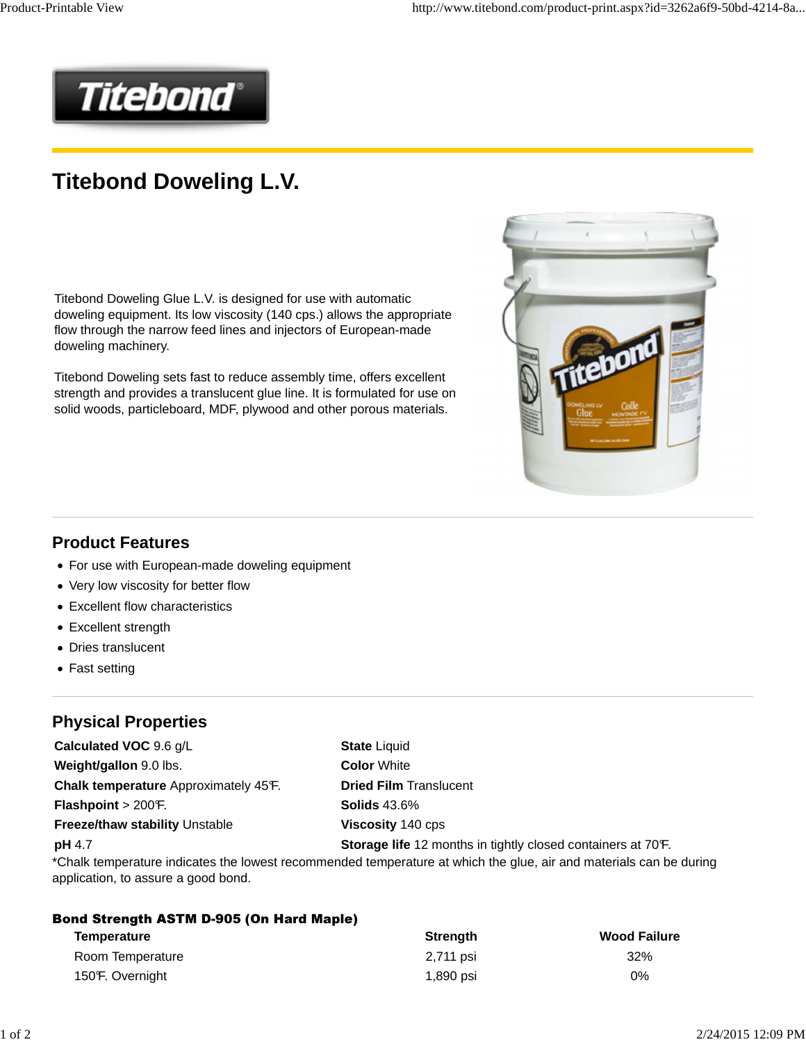# Titebond Doweling L.V.

Titebond Doweling Glue L.V. is designed for use with automatic doweling equipment. Its low viscosity (140 cps.) allows the appropriate flow through the narrow feed lines and injectors of European-made doweling machinery.

Titebond Doweling sets fast to reduce assembly time, offers excellent strength and provides a translucent glue line. It is formulated for use on solid woods, particleboard, MDF, plywood and other porous materials.

## Product Features

- For use with European-made doweling equipment
- Very low viscosity for better flow
- Excellent flow characteristics
- Excellent strength
- Dries translucent
- Fast setting

## Physical Properties

**Calculated VOC** 9.6 g/L

**Weight/gallon** 9.0 lbs.

**Chalk temperature** Approximately 45°F.

**Flashpoint** > 200°F.

**Freeze/thaw stability** Unstable

**pH** 4.7

**State** Liquid

**Color** White

**Dried Film** Translucent

**Solids** 43.6%

**Viscosity** 140 cps

**Storage life** 12 months in tightly closed containers at 70°F.

*Chalk temperature indicates the lowest recommended temperature at which the glue, air and materials can be during application, to assure a good bond.

### Bond Strength ASTM D-905 (On Hard Maple)

| Temperature | Strength | Wood Failure |
|---|---|---|
| Room Temperature | 2,711 psi | 32% |
| 150°F. Overnight | 1,890 psi | 0% |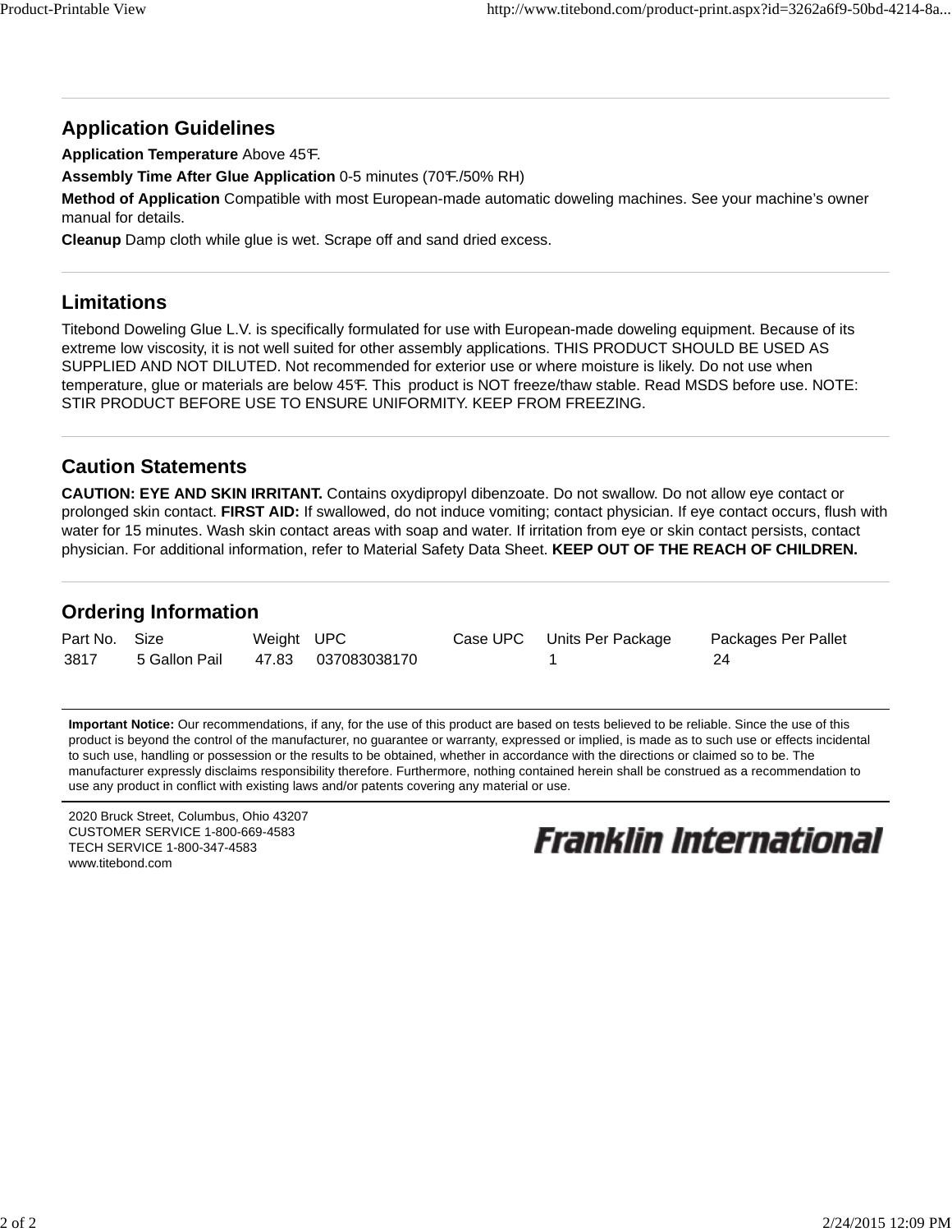## Application Guidelines

**Application Temperature** Above 45°F.

**Assembly Time After Glue Application** 0-5 minutes (70°F./50% RH)

**Method of Application** Compatible with most European-made automatic doweling machines. See your machine's owner manual for details.

**Cleanup** Damp cloth while glue is wet. Scrape off and sand dried excess.

## Limitations

Titebond Doweling Glue L.V. is specifically formulated for use with European-made doweling equipment. Because of its extreme low viscosity, it is not well suited for other assembly applications. THIS PRODUCT SHOULD BE USED AS SUPPLIED AND NOT DILUTED. Not recommended for exterior use or where moisture is likely. Do not use when temperature, glue or materials are below 45°F. This product is NOT freeze/thaw stable. Read MSDS before use. NOTE: STIR PRODUCT BEFORE USE TO ENSURE UNIFORMITY. KEEP FROM FREEZING.

## Caution Statements

**CAUTION: EYE AND SKIN IRRITANT.** Contains oxydipropyl dibenzoate. Do not swallow. Do not allow eye contact or prolonged skin contact. **FIRST AID:** If swallowed, do not induce vomiting; contact physician. If eye contact occurs, flush with water for 15 minutes. Wash skin contact areas with soap and water. If irritation from eye or skin contact persists, contact physician. For additional information, refer to Material Safety Data Sheet. **KEEP OUT OF THE REACH OF CHILDREN.**

## Ordering Information

| Part No. | Size | Weight | UPC | Case UPC | Units Per Package | Packages Per Pallet |
|---|---|---|---|---|---|---|
| 3817 | 5 Gallon Pail | 47.83 | 037083038170 | | 1 | 24 |

**Important Notice:** Our recommendations, if any, for the use of this product are based on tests believed to be reliable. Since the use of this product is beyond the control of the manufacturer, no guarantee or warranty, expressed or implied, is made as to such use or effects incidental to such use, handling or possession or the results to be obtained, whether in accordance with the directions or claimed so to be. The manufacturer expressly disclaims responsibility therefore. Furthermore, nothing contained herein shall be construed as a recommendation to use any product in conflict with existing laws and/or patents covering any material or use.

2020 Bruck Street, Columbus, Ohio 43207
CUSTOMER SERVICE 1-800-669-4583
TECH SERVICE 1-800-347-4583
www.titebond.com

**Franklin International**